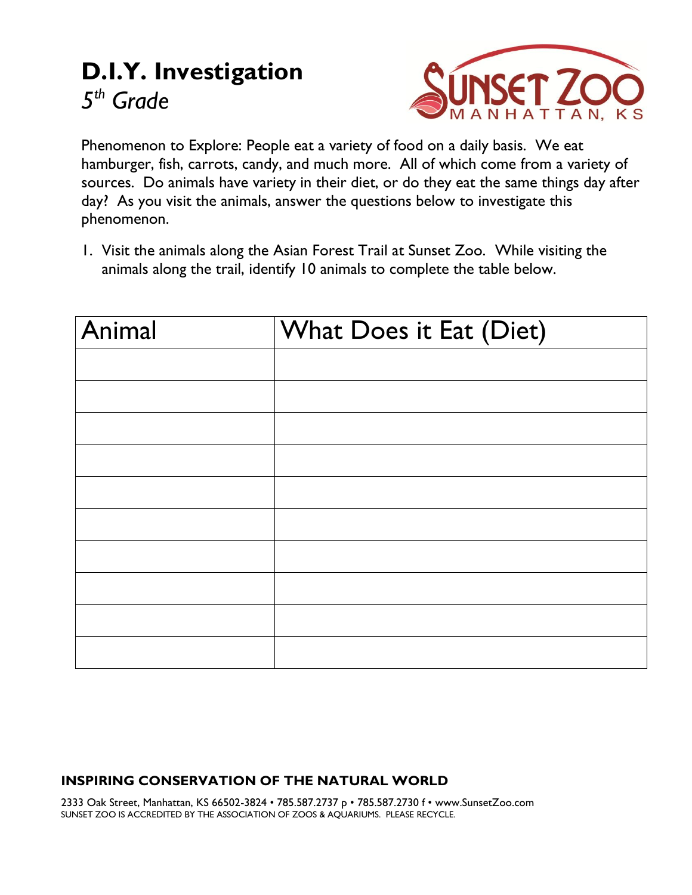# D.I.Y. Investigation

*5th Grade*

SUNSET ZOO
MANHATTAN, KS

Phenomenon to Explore: People eat a variety of food on a daily basis. We eat hamburger, fish, carrots, candy, and much more. All of which come from a variety of sources. Do animals have variety in their diet, or do they eat the same things day after day? As you visit the animals, answer the questions below to investigate this phenomenon.

1. Visit the animals along the Asian Forest Trail at Sunset Zoo. While visiting the animals along the trail, identify 10 animals to complete the table below.

| Animal | What Does it Eat (Diet) |
|---|---|
| | |
| | |
| | |
| | |
| | |
| | |
| | |
| | |
| | |
| | |

**INSPIRING CONSERVATION OF THE NATURAL WORLD**

2333 Oak Street, Manhattan, KS 66502-3824 • 785.587.2737 p • 785.587.2730 f • www.SunsetZoo.com
SUNSET ZOO IS ACCREDITED BY THE ASSOCIATION OF ZOOS & AQUARIUMS. PLEASE RECYCLE.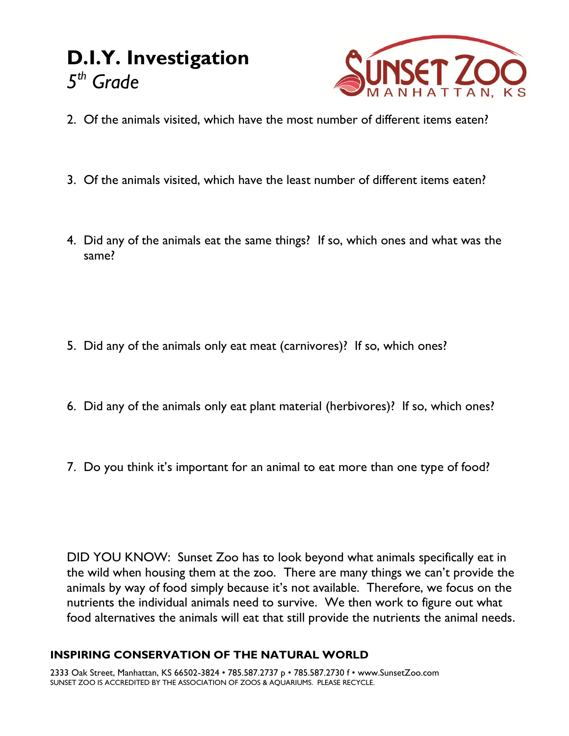# D.I.Y. Investigation
*5th Grade*

2. Of the animals visited, which have the most number of different items eaten?

3. Of the animals visited, which have the least number of different items eaten?

4. Did any of the animals eat the same things? If so, which ones and what was the same?

5. Did any of the animals only eat meat (carnivores)? If so, which ones?

6. Did any of the animals only eat plant material (herbivores)? If so, which ones?

7. Do you think it's important for an animal to eat more than one type of food?

DID YOU KNOW: Sunset Zoo has to look beyond what animals specifically eat in the wild when housing them at the zoo. There are many things we can't provide the animals by way of food simply because it's not available. Therefore, we focus on the nutrients the individual animals need to survive. We then work to figure out what food alternatives the animals will eat that still provide the nutrients the animal needs.

**INSPIRING CONSERVATION OF THE NATURAL WORLD**

2333 Oak Street, Manhattan, KS 66502-3824 • 785.587.2737 p • 785.587.2730 f • www.SunsetZoo.com
SUNSET ZOO IS ACCREDITED BY THE ASSOCIATION OF ZOOS & AQUARIUMS. PLEASE RECYCLE.